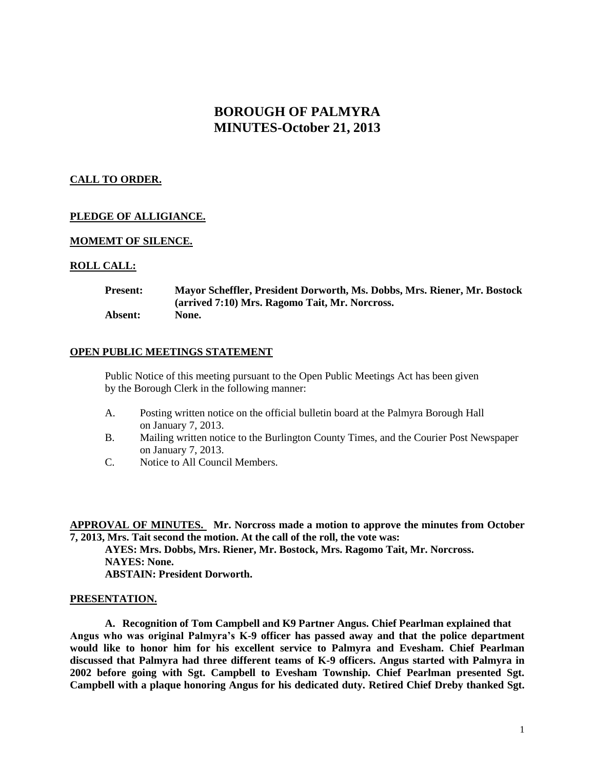# BOROUGH OF PALMYRA
# MINUTES-October 21, 2013

**CALL TO ORDER.**

**PLEDGE OF ALLIGIANCE.**

**MOMEMT OF SILENCE.**

**ROLL CALL:**

**Present:** **Mayor Scheffler, President Dorworth, Ms. Dobbs, Mrs. Riener, Mr. Bostock (arrived 7:10) Mrs. Ragomo Tait, Mr. Norcross.**
**Absent:** **None.**

**OPEN PUBLIC MEETINGS STATEMENT**

Public Notice of this meeting pursuant to the Open Public Meetings Act has been given by the Borough Clerk in the following manner:

A. Posting written notice on the official bulletin board at the Palmyra Borough Hall on January 7, 2013.
B. Mailing written notice to the Burlington County Times, and the Courier Post Newspaper on January 7, 2013.
C. Notice to All Council Members.

**APPROVAL OF MINUTES.** **Mr. Norcross made a motion to approve the minutes from October 7, 2013, Mrs. Tait second the motion. At the call of the roll, the vote was:**
**AYES: Mrs. Dobbs, Mrs. Riener, Mr. Bostock, Mrs. Ragomo Tait, Mr. Norcross.**
**NAYES: None.**
**ABSTAIN: President Dorworth.**

**PRESENTATION.**

**A. Recognition of Tom Campbell and K9 Partner Angus. Chief Pearlman explained that Angus who was original Palmyra's K-9 officer has passed away and that the police department would like to honor him for his excellent service to Palmyra and Evesham. Chief Pearlman discussed that Palmyra had three different teams of K-9 officers. Angus started with Palmyra in 2002 before going with Sgt. Campbell to Evesham Township. Chief Pearlman presented Sgt. Campbell with a plaque honoring Angus for his dedicated duty. Retired Chief Dreby thanked Sgt.**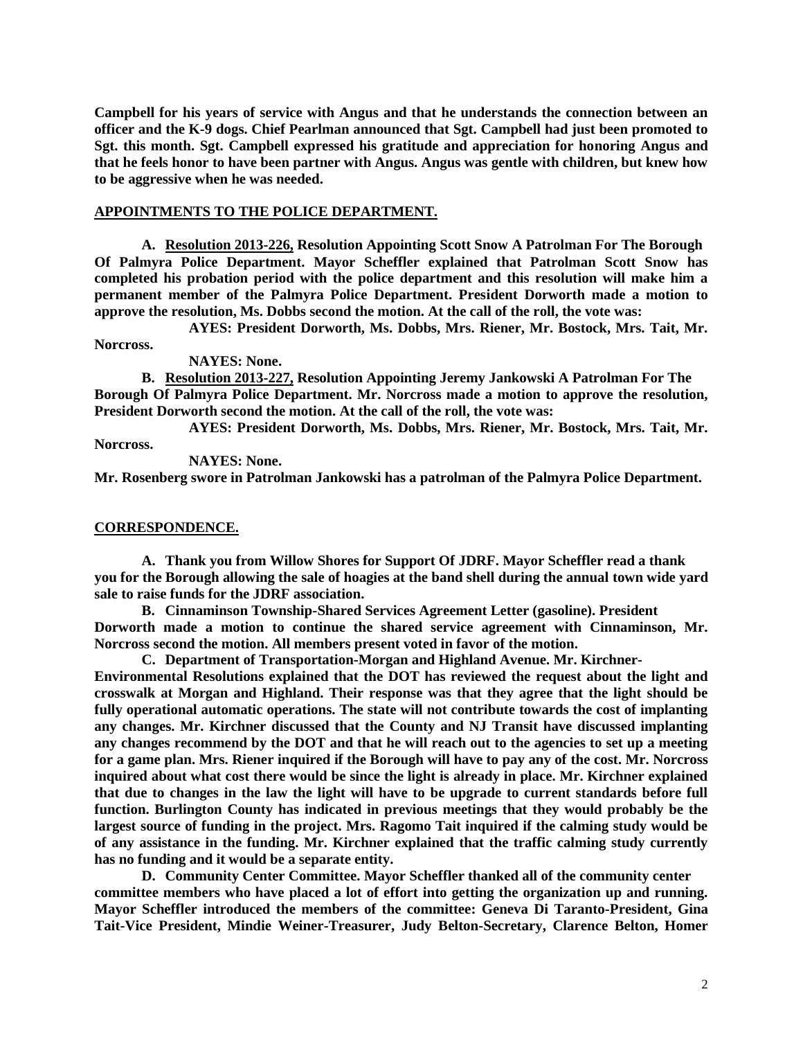**Campbell for his years of service with Angus and that he understands the connection between an officer and the K-9 dogs. Chief Pearlman announced that Sgt. Campbell had just been promoted to Sgt. this month. Sgt. Campbell expressed his gratitude and appreciation for honoring Angus and that he feels honor to have been partner with Angus. Angus was gentle with children, but knew how to be aggressive when he was needed.**

## APPOINTMENTS TO THE POLICE DEPARTMENT.

**A. Resolution 2013-226, Resolution Appointing Scott Snow A Patrolman For The Borough Of Palmyra Police Department. Mayor Scheffler explained that Patrolman Scott Snow has completed his probation period with the police department and this resolution will make him a permanent member of the Palmyra Police Department. President Dorworth made a motion to approve the resolution, Ms. Dobbs second the motion. At the call of the roll, the vote was:**

**AYES: President Dorworth, Ms. Dobbs, Mrs. Riener, Mr. Bostock, Mrs. Tait, Mr. Norcross.**

**NAYES: None.**

**B. Resolution 2013-227, Resolution Appointing Jeremy Jankowski A Patrolman For The Borough Of Palmyra Police Department. Mr. Norcross made a motion to approve the resolution, President Dorworth second the motion. At the call of the roll, the vote was:**

**AYES: President Dorworth, Ms. Dobbs, Mrs. Riener, Mr. Bostock, Mrs. Tait, Mr. Norcross.**

**NAYES: None.**

**Mr. Rosenberg swore in Patrolman Jankowski has a patrolman of the Palmyra Police Department.**

## CORRESPONDENCE.

**A. Thank you from Willow Shores for Support Of JDRF. Mayor Scheffler read a thank you for the Borough allowing the sale of hoagies at the band shell during the annual town wide yard sale to raise funds for the JDRF association.**

**B. Cinnaminson Township-Shared Services Agreement Letter (gasoline). President Dorworth made a motion to continue the shared service agreement with Cinnaminson, Mr. Norcross second the motion. All members present voted in favor of the motion.**

**C. Department of Transportation-Morgan and Highland Avenue. Mr. Kirchner-Environmental Resolutions explained that the DOT has reviewed the request about the light and crosswalk at Morgan and Highland. Their response was that they agree that the light should be fully operational automatic operations. The state will not contribute towards the cost of implanting any changes. Mr. Kirchner discussed that the County and NJ Transit have discussed implanting any changes recommend by the DOT and that he will reach out to the agencies to set up a meeting for a game plan. Mrs. Riener inquired if the Borough will have to pay any of the cost. Mr. Norcross inquired about what cost there would be since the light is already in place. Mr. Kirchner explained that due to changes in the law the light will have to be upgrade to current standards before full function. Burlington County has indicated in previous meetings that they would probably be the largest source of funding in the project. Mrs. Ragomo Tait inquired if the calming study would be of any assistance in the funding. Mr. Kirchner explained that the traffic calming study currently has no funding and it would be a separate entity.**

**D. Community Center Committee. Mayor Scheffler thanked all of the community center committee members who have placed a lot of effort into getting the organization up and running. Mayor Scheffler introduced the members of the committee: Geneva Di Taranto-President, Gina Tait-Vice President, Mindie Weiner-Treasurer, Judy Belton-Secretary, Clarence Belton, Homer**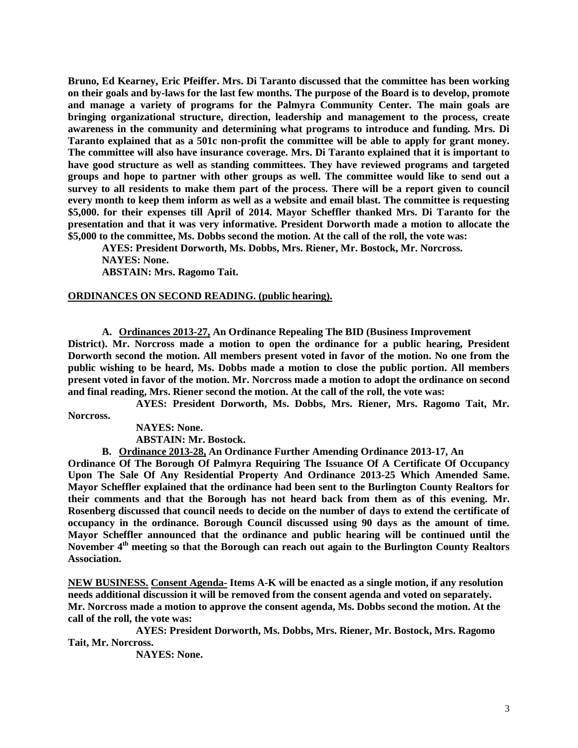**Bruno, Ed Kearney, Eric Pfeiffer. Mrs. Di Taranto discussed that the committee has been working on their goals and by-laws for the last few months. The purpose of the Board is to develop, promote and manage a variety of programs for the Palmyra Community Center. The main goals are bringing organizational structure, direction, leadership and management to the process, create awareness in the community and determining what programs to introduce and funding. Mrs. Di Taranto explained that as a 501c non-profit the committee will be able to apply for grant money. The committee will also have insurance coverage. Mrs. Di Taranto explained that it is important to have good structure as well as standing committees. They have reviewed programs and targeted groups and hope to partner with other groups as well. The committee would like to send out a survey to all residents to make them part of the process. There will be a report given to council every month to keep them inform as well as a website and email blast. The committee is requesting $5,000. for their expenses till April of 2014. Mayor Scheffler thanked Mrs. Di Taranto for the presentation and that it was very informative. President Dorworth made a motion to allocate the $5,000 to the committee, Ms. Dobbs second the motion. At the call of the roll, the vote was:**

**AYES: President Dorworth, Ms. Dobbs, Mrs. Riener, Mr. Bostock, Mr. Norcross.**
**NAYES: None.**
**ABSTAIN: Mrs. Ragomo Tait.**

**ORDINANCES ON SECOND READING. (public hearing).**

**A. Ordinances 2013-27, An Ordinance Repealing The BID (Business Improvement District). Mr. Norcross made a motion to open the ordinance for a public hearing, President Dorworth second the motion. All members present voted in favor of the motion. No one from the public wishing to be heard, Ms. Dobbs made a motion to close the public portion. All members present voted in favor of the motion. Mr. Norcross made a motion to adopt the ordinance on second and final reading, Mrs. Riener second the motion. At the call of the roll, the vote was:**

**AYES: President Dorworth, Ms. Dobbs, Mrs. Riener, Mrs. Ragomo Tait, Mr. Norcross.**
**NAYES: None.**
**ABSTAIN: Mr. Bostock.**

**B. Ordinance 2013-28, An Ordinance Further Amending Ordinance 2013-17, An Ordinance Of The Borough Of Palmyra Requiring The Issuance Of A Certificate Of Occupancy Upon The Sale Of Any Residential Property And Ordinance 2013-25 Which Amended Same. Mayor Scheffler explained that the ordinance had been sent to the Burlington County Realtors for their comments and that the Borough has not heard back from them as of this evening. Mr. Rosenberg discussed that council needs to decide on the number of days to extend the certificate of occupancy in the ordinance. Borough Council discussed using 90 days as the amount of time. Mayor Scheffler announced that the ordinance and public hearing will be continued until the November 4th meeting so that the Borough can reach out again to the Burlington County Realtors Association.**

**NEW BUSINESS. Consent Agenda- Items A-K will be enacted as a single motion, if any resolution needs additional discussion it will be removed from the consent agenda and voted on separately. Mr. Norcross made a motion to approve the consent agenda, Ms. Dobbs second the motion. At the call of the roll, the vote was:**

**AYES: President Dorworth, Ms. Dobbs, Mrs. Riener, Mr. Bostock, Mrs. Ragomo Tait, Mr. Norcross.**
**NAYES: None.**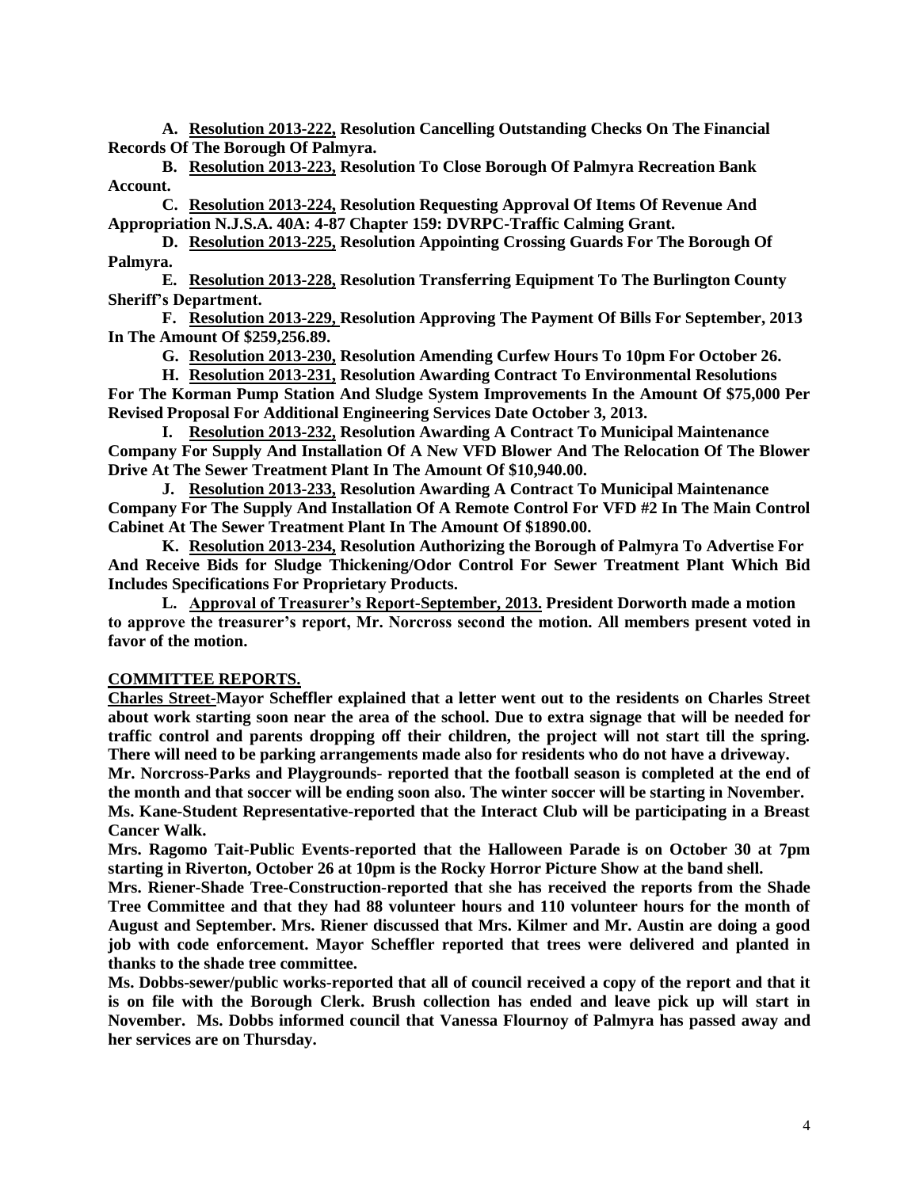**A. <u>Resolution 2013-222,</u> Resolution Cancelling Outstanding Checks On The Financial Records Of The Borough Of Palmyra.**

**B. <u>Resolution 2013-223,</u> Resolution To Close Borough Of Palmyra Recreation Bank Account.**

**C. <u>Resolution 2013-224,</u> Resolution Requesting Approval Of Items Of Revenue And Appropriation N.J.S.A. 40A: 4-87 Chapter 159: DVRPC-Traffic Calming Grant.**

**D. <u>Resolution 2013-225,</u> Resolution Appointing Crossing Guards For The Borough Of Palmyra.**

**E. <u>Resolution 2013-228,</u> Resolution Transferring Equipment To The Burlington County Sheriff's Department.**

**F. <u>Resolution 2013-229,</u> Resolution Approving The Payment Of Bills For September, 2013 In The Amount Of $259,256.89.**

**G. <u>Resolution 2013-230,</u> Resolution Amending Curfew Hours To 10pm For October 26.**

**H. <u>Resolution 2013-231,</u> Resolution Awarding Contract To Environmental Resolutions For The Korman Pump Station And Sludge System Improvements In the Amount Of $75,000 Per Revised Proposal For Additional Engineering Services Date October 3, 2013.**

**I. <u>Resolution 2013-232,</u> Resolution Awarding A Contract To Municipal Maintenance Company For Supply And Installation Of A New VFD Blower And The Relocation Of The Blower Drive At The Sewer Treatment Plant In The Amount Of $10,940.00.**

**J. <u>Resolution 2013-233,</u> Resolution Awarding A Contract To Municipal Maintenance Company For The Supply And Installation Of A Remote Control For VFD #2 In The Main Control Cabinet At The Sewer Treatment Plant In The Amount Of $1890.00.**

**K. <u>Resolution 2013-234,</u> Resolution Authorizing the Borough of Palmyra To Advertise For And Receive Bids for Sludge Thickening/Odor Control For Sewer Treatment Plant Which Bid Includes Specifications For Proprietary Products.**

**L. <u>Approval of Treasurer's Report-September, 2013.</u> President Dorworth made a motion to approve the treasurer's report, Mr. Norcross second the motion. All members present voted in favor of the motion.**

**<u>COMMITTEE REPORTS.</u>**

**<u>Charles Street-</u>Mayor Scheffler explained that a letter went out to the residents on Charles Street about work starting soon near the area of the school. Due to extra signage that will be needed for traffic control and parents dropping off their children, the project will not start till the spring. There will need to be parking arrangements made also for residents who do not have a driveway.**

**Mr. Norcross-Parks and Playgrounds- reported that the football season is completed at the end of the month and that soccer will be ending soon also. The winter soccer will be starting in November.**

**Ms. Kane-Student Representative-reported that the Interact Club will be participating in a Breast Cancer Walk.**

**Mrs. Ragomo Tait-Public Events-reported that the Halloween Parade is on October 30 at 7pm starting in Riverton, October 26 at 10pm is the Rocky Horror Picture Show at the band shell.**

**Mrs. Riener-Shade Tree-Construction-reported that she has received the reports from the Shade Tree Committee and that they had 88 volunteer hours and 110 volunteer hours for the month of August and September. Mrs. Riener discussed that Mrs. Kilmer and Mr. Austin are doing a good job with code enforcement. Mayor Scheffler reported that trees were delivered and planted in thanks to the shade tree committee.**

**Ms. Dobbs-sewer/public works-reported that all of council received a copy of the report and that it is on file with the Borough Clerk. Brush collection has ended and leave pick up will start in November. Ms. Dobbs informed council that Vanessa Flournoy of Palmyra has passed away and her services are on Thursday.**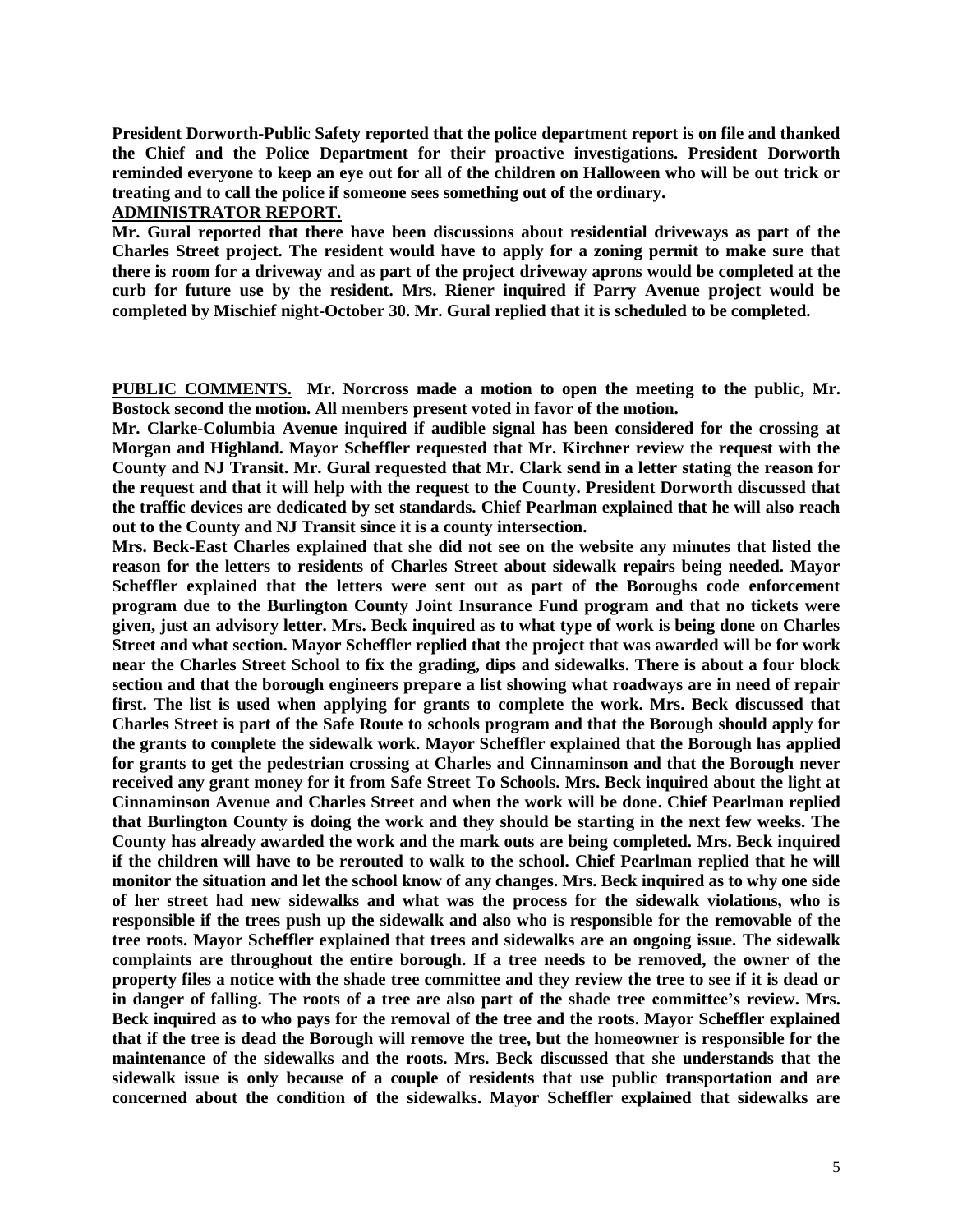**President Dorworth-Public Safety reported that the police department report is on file and thanked the Chief and the Police Department for their proactive investigations. President Dorworth reminded everyone to keep an eye out for all of the children on Halloween who will be out trick or treating and to call the police if someone sees something out of the ordinary.**

**ADMINISTRATOR REPORT.**

**Mr. Gural reported that there have been discussions about residential driveways as part of the Charles Street project. The resident would have to apply for a zoning permit to make sure that there is room for a driveway and as part of the project driveway aprons would be completed at the curb for future use by the resident. Mrs. Riener inquired if Parry Avenue project would be completed by Mischief night-October 30. Mr. Gural replied that it is scheduled to be completed.**

**PUBLIC COMMENTS. Mr. Norcross made a motion to open the meeting to the public, Mr. Bostock second the motion. All members present voted in favor of the motion.**

**Mr. Clarke-Columbia Avenue inquired if audible signal has been considered for the crossing at Morgan and Highland. Mayor Scheffler requested that Mr. Kirchner review the request with the County and NJ Transit. Mr. Gural requested that Mr. Clark send in a letter stating the reason for the request and that it will help with the request to the County. President Dorworth discussed that the traffic devices are dedicated by set standards. Chief Pearlman explained that he will also reach out to the County and NJ Transit since it is a county intersection.**

**Mrs. Beck-East Charles explained that she did not see on the website any minutes that listed the reason for the letters to residents of Charles Street about sidewalk repairs being needed. Mayor Scheffler explained that the letters were sent out as part of the Boroughs code enforcement program due to the Burlington County Joint Insurance Fund program and that no tickets were given, just an advisory letter. Mrs. Beck inquired as to what type of work is being done on Charles Street and what section. Mayor Scheffler replied that the project that was awarded will be for work near the Charles Street School to fix the grading, dips and sidewalks. There is about a four block section and that the borough engineers prepare a list showing what roadways are in need of repair first. The list is used when applying for grants to complete the work. Mrs. Beck discussed that Charles Street is part of the Safe Route to schools program and that the Borough should apply for the grants to complete the sidewalk work. Mayor Scheffler explained that the Borough has applied for grants to get the pedestrian crossing at Charles and Cinnaminson and that the Borough never received any grant money for it from Safe Street To Schools. Mrs. Beck inquired about the light at Cinnaminson Avenue and Charles Street and when the work will be done. Chief Pearlman replied that Burlington County is doing the work and they should be starting in the next few weeks. The County has already awarded the work and the mark outs are being completed. Mrs. Beck inquired if the children will have to be rerouted to walk to the school. Chief Pearlman replied that he will monitor the situation and let the school know of any changes. Mrs. Beck inquired as to why one side of her street had new sidewalks and what was the process for the sidewalk violations, who is responsible if the trees push up the sidewalk and also who is responsible for the removable of the tree roots. Mayor Scheffler explained that trees and sidewalks are an ongoing issue. The sidewalk complaints are throughout the entire borough. If a tree needs to be removed, the owner of the property files a notice with the shade tree committee and they review the tree to see if it is dead or in danger of falling. The roots of a tree are also part of the shade tree committee's review. Mrs. Beck inquired as to who pays for the removal of the tree and the roots. Mayor Scheffler explained that if the tree is dead the Borough will remove the tree, but the homeowner is responsible for the maintenance of the sidewalks and the roots. Mrs. Beck discussed that she understands that the sidewalk issue is only because of a couple of residents that use public transportation and are concerned about the condition of the sidewalks. Mayor Scheffler explained that sidewalks are**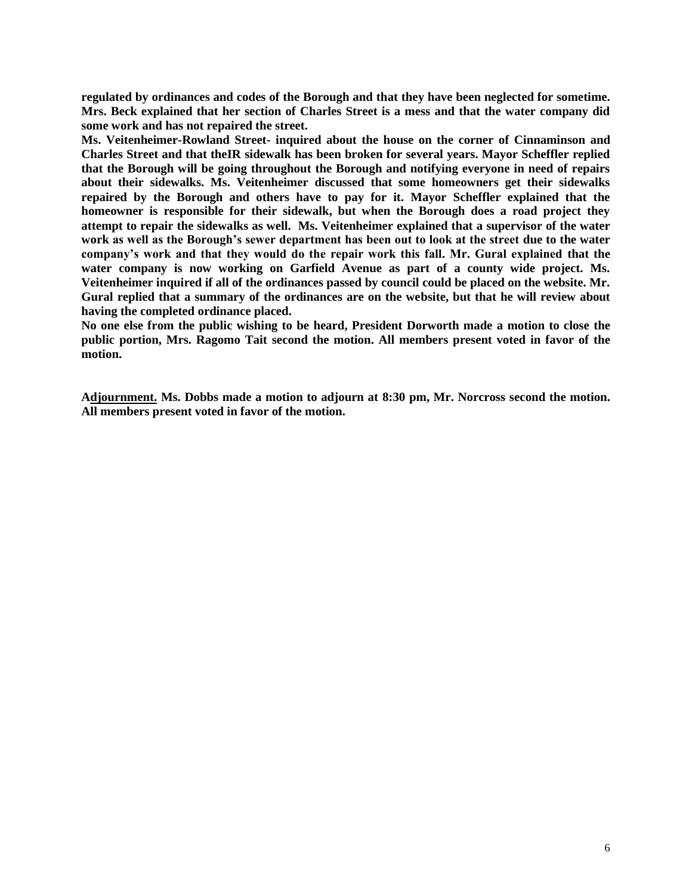**regulated by ordinances and codes of the Borough and that they have been neglected for sometime. Mrs. Beck explained that her section of Charles Street is a mess and that the water company did some work and has not repaired the street.**

**Ms. Veitenheimer-Rowland Street- inquired about the house on the corner of Cinnaminson and Charles Street and that theIR sidewalk has been broken for several years. Mayor Scheffler replied that the Borough will be going throughout the Borough and notifying everyone in need of repairs about their sidewalks. Ms. Veitenheimer discussed that some homeowners get their sidewalks repaired by the Borough and others have to pay for it. Mayor Scheffler explained that the homeowner is responsible for their sidewalk, but when the Borough does a road project they attempt to repair the sidewalks as well. Ms. Veitenheimer explained that a supervisor of the water work as well as the Borough's sewer department has been out to look at the street due to the water company's work and that they would do the repair work this fall. Mr. Gural explained that the water company is now working on Garfield Avenue as part of a county wide project. Ms. Veitenheimer inquired if all of the ordinances passed by council could be placed on the website. Mr. Gural replied that a summary of the ordinances are on the website, but that he will review about having the completed ordinance placed.**

**No one else from the public wishing to be heard, President Dorworth made a motion to close the public portion, Mrs. Ragomo Tait second the motion. All members present voted in favor of the motion.**

**Adjournment. Ms. Dobbs made a motion to adjourn at 8:30 pm, Mr. Norcross second the motion. All members present voted in favor of the motion.**